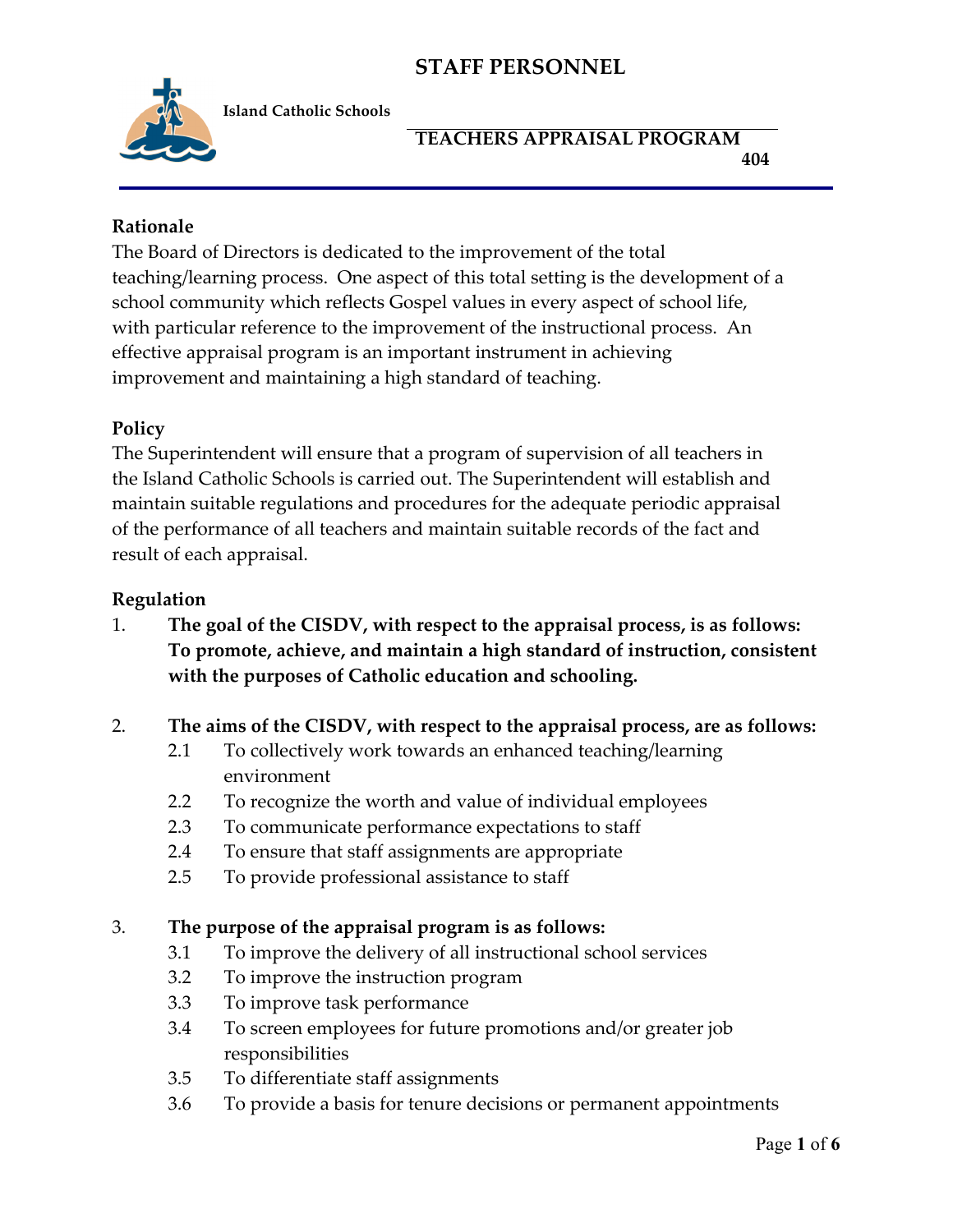# STAFF PERSONNEL

**Island Catholic Schools**

## TEACHERS APPRAISAL PROGRAM

**404**

### Rationale

The Board of Directors is dedicated to the improvement of the total teaching/learning process. One aspect of this total setting is the development of a school community which reflects Gospel values in every aspect of school life, with particular reference to the improvement of the instructional process. An effective appraisal program is an important instrument in achieving improvement and maintaining a high standard of teaching.

### Policy

The Superintendent will ensure that a program of supervision of all teachers in the Island Catholic Schools is carried out. The Superintendent will establish and maintain suitable regulations and procedures for the adequate periodic appraisal of the performance of all teachers and maintain suitable records of the fact and result of each appraisal.

### Regulation

1. **The goal of the CISDV, with respect to the appraisal process, is as follows: To promote, achieve, and maintain a high standard of instruction, consistent with the purposes of Catholic education and schooling.**

2. **The aims of the CISDV, with respect to the appraisal process, are as follows:**
   - 2.1 To collectively work towards an enhanced teaching/learning environment
   - 2.2 To recognize the worth and value of individual employees
   - 2.3 To communicate performance expectations to staff
   - 2.4 To ensure that staff assignments are appropriate
   - 2.5 To provide professional assistance to staff

3. **The purpose of the appraisal program is as follows:**
   - 3.1 To improve the delivery of all instructional school services
   - 3.2 To improve the instruction program
   - 3.3 To improve task performance
   - 3.4 To screen employees for future promotions and/or greater job responsibilities
   - 3.5 To differentiate staff assignments
   - 3.6 To provide a basis for tenure decisions or permanent appointments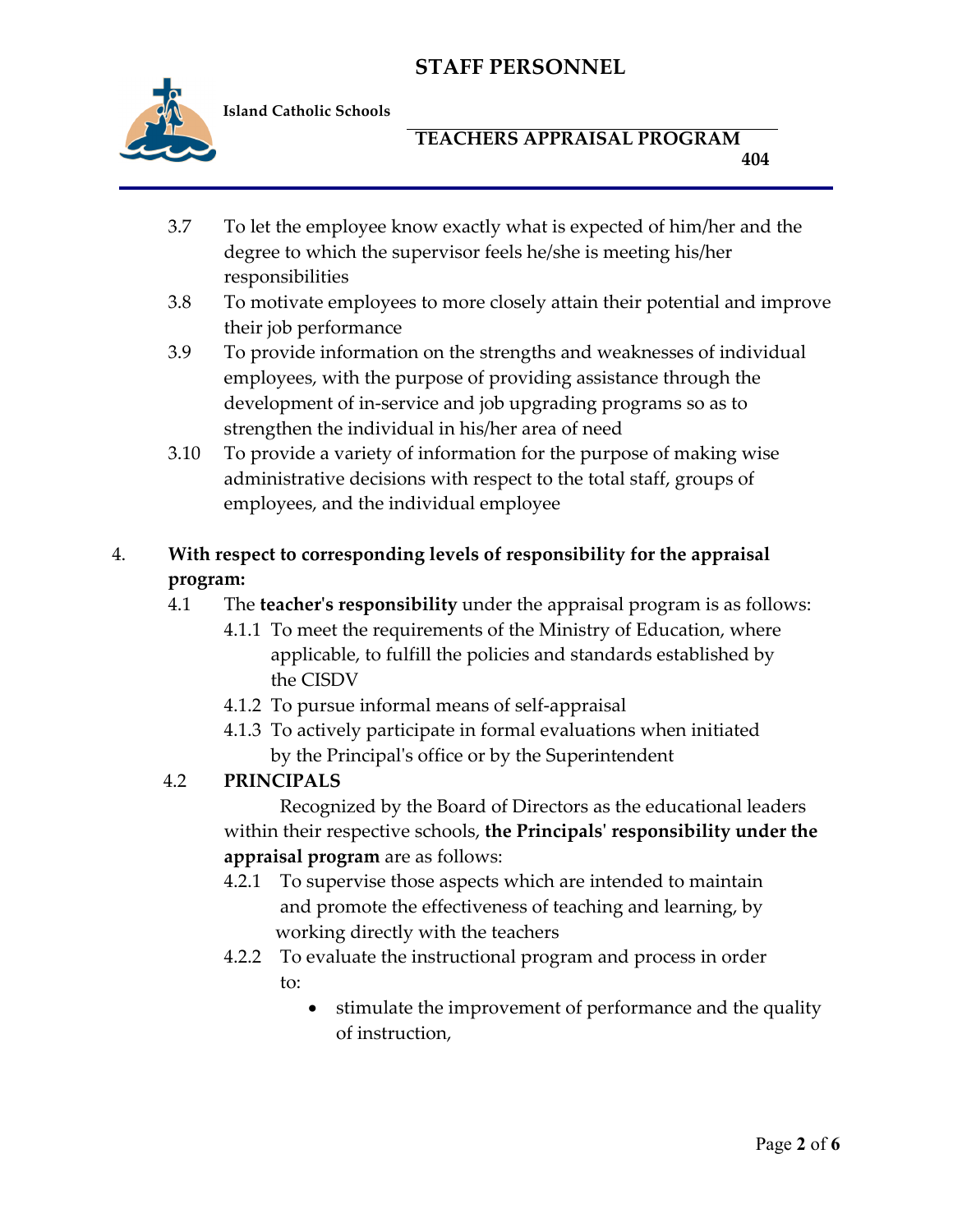3.7 To let the employee know exactly what is expected of him/her and the degree to which the supervisor feels he/she is meeting his/her responsibilities

3.8 To motivate employees to more closely attain their potential and improve their job performance

3.9 To provide information on the strengths and weaknesses of individual employees, with the purpose of providing assistance through the development of in-service and job upgrading programs so as to strengthen the individual in his/her area of need

3.10 To provide a variety of information for the purpose of making wise administrative decisions with respect to the total staff, groups of employees, and the individual employee

4. **With respect to corresponding levels of responsibility for the appraisal program:**

4.1 The **teacher's responsibility** under the appraisal program is as follows:

4.1.1 To meet the requirements of the Ministry of Education, where applicable, to fulfill the policies and standards established by the CISDV

4.1.2 To pursue informal means of self-appraisal

4.1.3 To actively participate in formal evaluations when initiated by the Principal's office or by the Superintendent

4.2 **PRINCIPALS**

Recognized by the Board of Directors as the educational leaders within their respective schools, **the Principals' responsibility under the appraisal program** are as follows:

4.2.1 To supervise those aspects which are intended to maintain and promote the effectiveness of teaching and learning, by working directly with the teachers

4.2.2 To evaluate the instructional program and process in order to:

- stimulate the improvement of performance and the quality of instruction,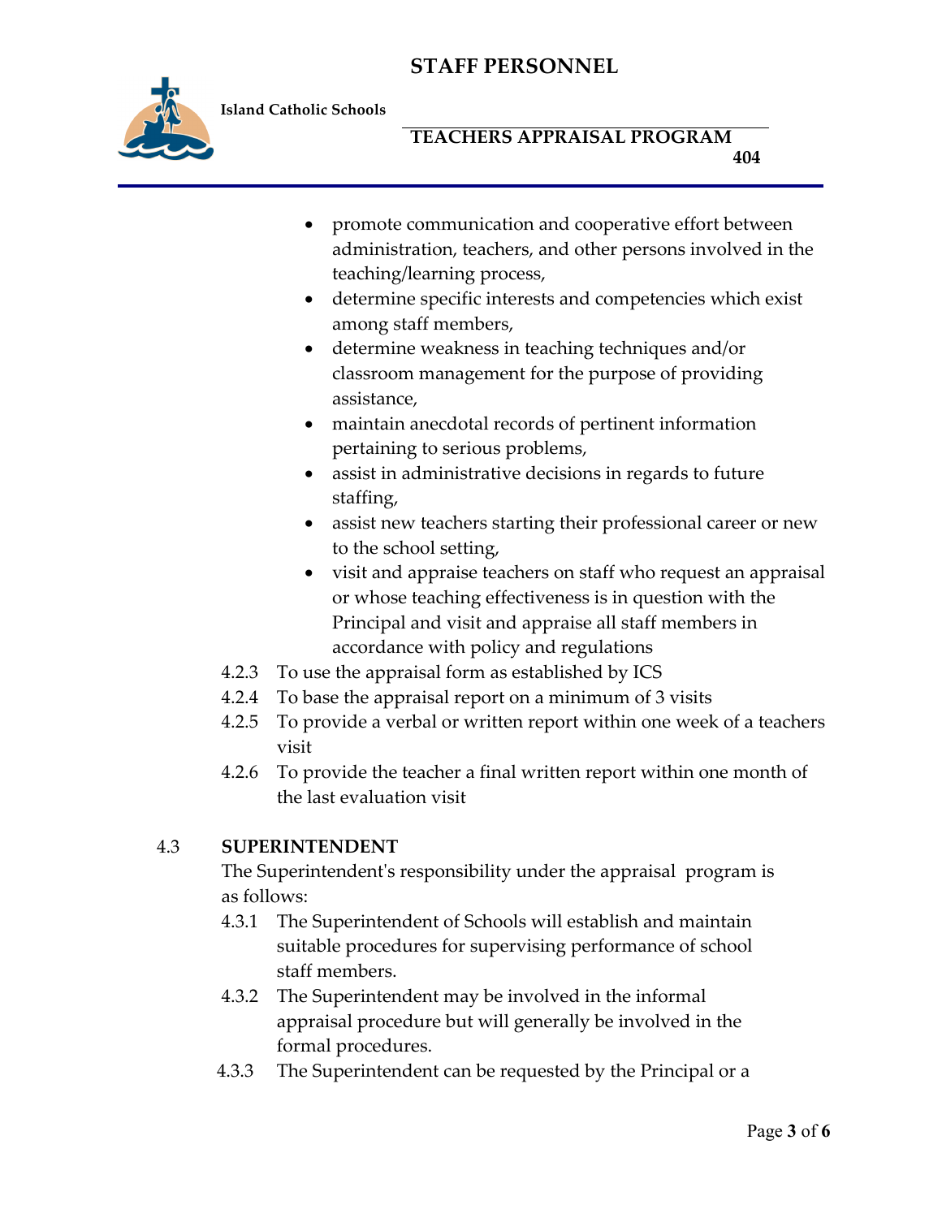- promote communication and cooperative effort between administration, teachers, and other persons involved in the teaching/learning process,
- determine specific interests and competencies which exist among staff members,
- determine weakness in teaching techniques and/or classroom management for the purpose of providing assistance,
- maintain anecdotal records of pertinent information pertaining to serious problems,
- assist in administrative decisions in regards to future staffing,
- assist new teachers starting their professional career or new to the school setting,
- visit and appraise teachers on staff who request an appraisal or whose teaching effectiveness is in question with the Principal and visit and appraise all staff members in accordance with policy and regulations

4.2.3 To use the appraisal form as established by ICS

4.2.4 To base the appraisal report on a minimum of 3 visits

4.2.5 To provide a verbal or written report within one week of a teachers visit

4.2.6 To provide the teacher a final written report within one month of the last evaluation visit

## 4.3 SUPERINTENDENT

The Superintendent's responsibility under the appraisal program is as follows:

4.3.1 The Superintendent of Schools will establish and maintain suitable procedures for supervising performance of school staff members.

4.3.2 The Superintendent may be involved in the informal appraisal procedure but will generally be involved in the formal procedures.

4.3.3 The Superintendent can be requested by the Principal or a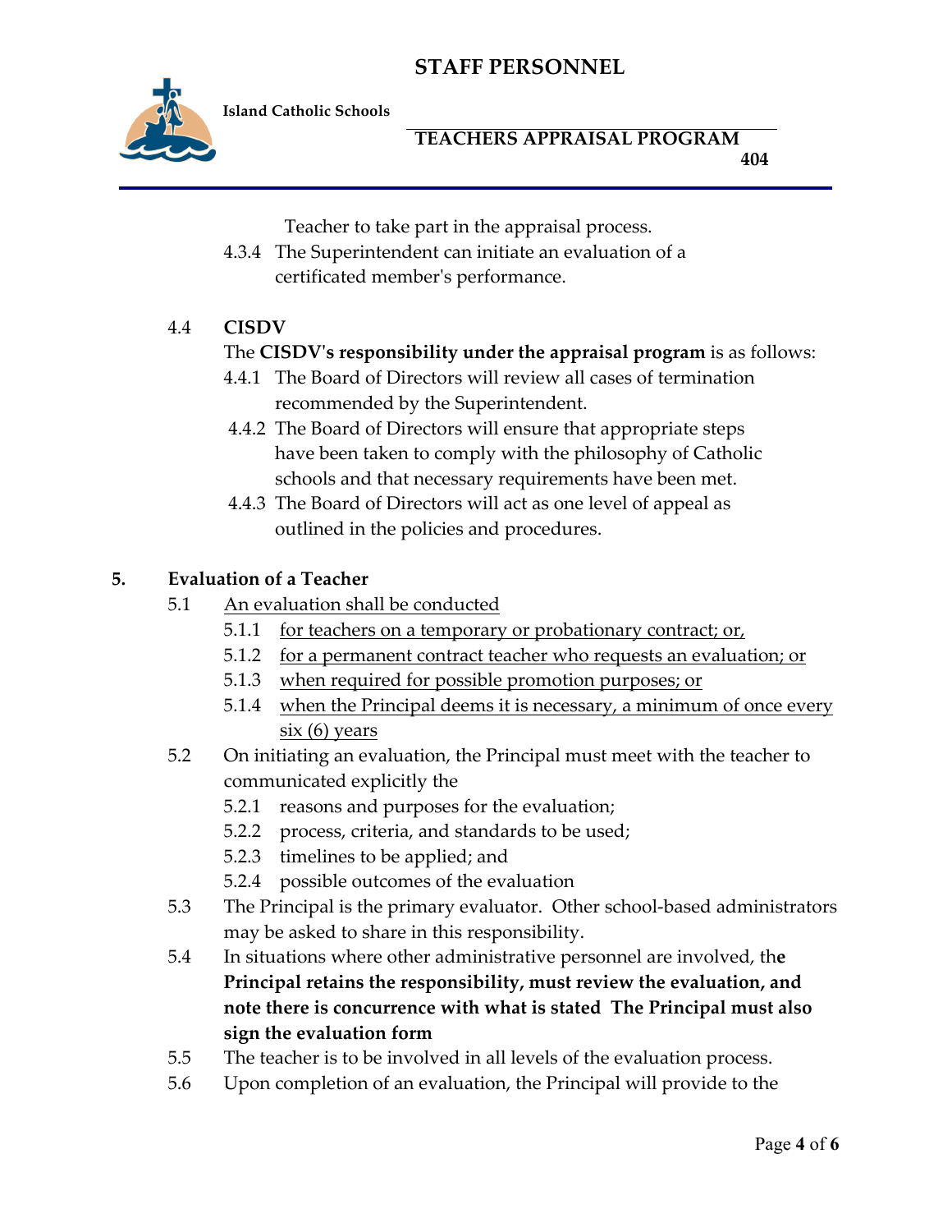Teacher to take part in the appraisal process.

4.3.4 The Superintendent can initiate an evaluation of a certificated member's performance.

4.4 **CISDV**

The **CISDV's responsibility under the appraisal program** is as follows:

4.4.1 The Board of Directors will review all cases of termination recommended by the Superintendent.

4.4.2 The Board of Directors will ensure that appropriate steps have been taken to comply with the philosophy of Catholic schools and that necessary requirements have been met.

4.4.3 The Board of Directors will act as one level of appeal as outlined in the policies and procedures.

**5. Evaluation of a Teacher**

5.1 <u>An evaluation shall be conducted</u>

5.1.1 <u>for teachers on a temporary or probationary contract; or,</u>

5.1.2 <u>for a permanent contract teacher who requests an evaluation; or</u>

5.1.3 <u>when required for possible promotion purposes; or</u>

5.1.4 <u>when the Principal deems it is necessary, a minimum of once every six (6) years</u>

5.2 On initiating an evaluation, the Principal must meet with the teacher to communicated explicitly the

5.2.1 reasons and purposes for the evaluation;

5.2.2 process, criteria, and standards to be used;

5.2.3 timelines to be applied; and

5.2.4 possible outcomes of the evaluation

5.3 The Principal is the primary evaluator. Other school-based administrators may be asked to share in this responsibility.

5.4 In situations where other administrative personnel are involved, th**e Principal retains the responsibility, must review the evaluation, and note there is concurrence with what is stated The Principal must also sign the evaluation form**

5.5 The teacher is to be involved in all levels of the evaluation process.

5.6 Upon completion of an evaluation, the Principal will provide to the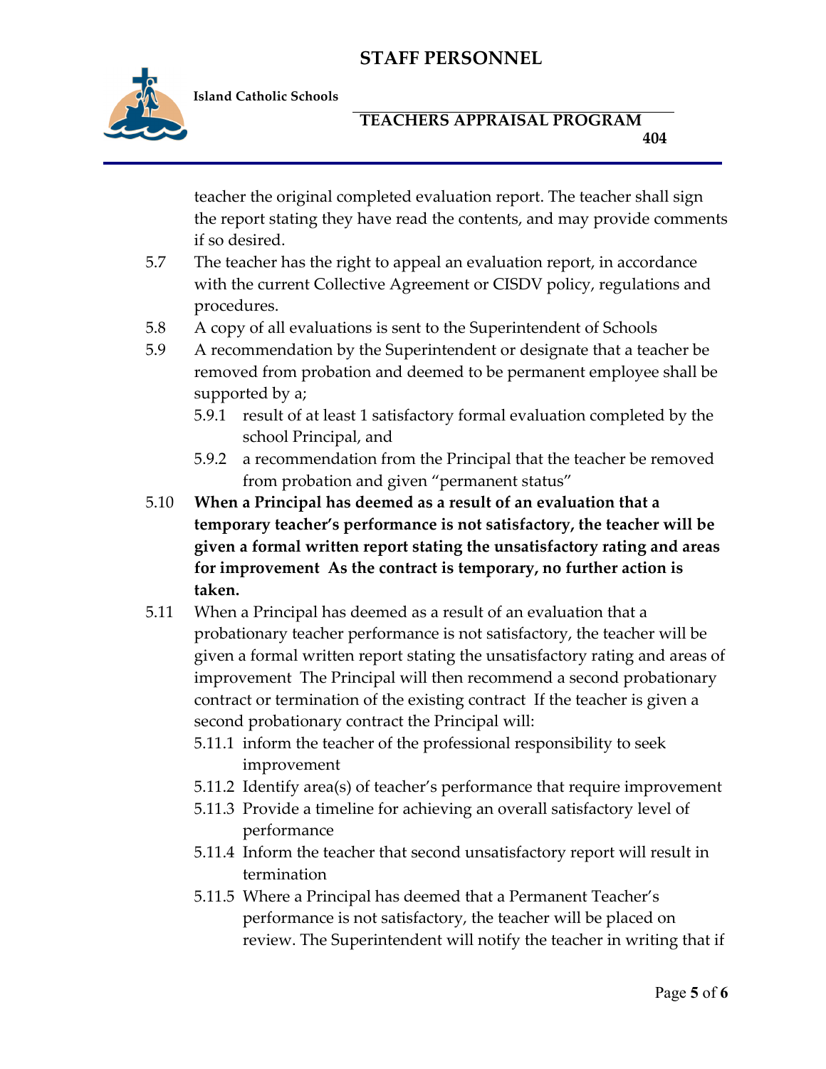teacher the original completed evaluation report. The teacher shall sign the report stating they have read the contents, and may provide comments if so desired.

5.7 The teacher has the right to appeal an evaluation report, in accordance with the current Collective Agreement or CISDV policy, regulations and procedures.

5.8 A copy of all evaluations is sent to the Superintendent of Schools

5.9 A recommendation by the Superintendent or designate that a teacher be removed from probation and deemed to be permanent employee shall be supported by a;

- 5.9.1 result of at least 1 satisfactory formal evaluation completed by the school Principal, and
- 5.9.2 a recommendation from the Principal that the teacher be removed from probation and given "permanent status"

5.10 **When a Principal has deemed as a result of an evaluation that a temporary teacher's performance is not satisfactory, the teacher will be given a formal written report stating the unsatisfactory rating and areas for improvement As the contract is temporary, no further action is taken.**

5.11 When a Principal has deemed as a result of an evaluation that a probationary teacher performance is not satisfactory, the teacher will be given a formal written report stating the unsatisfactory rating and areas of improvement The Principal will then recommend a second probationary contract or termination of the existing contract If the teacher is given a second probationary contract the Principal will:

- 5.11.1 inform the teacher of the professional responsibility to seek improvement
- 5.11.2 Identify area(s) of teacher's performance that require improvement
- 5.11.3 Provide a timeline for achieving an overall satisfactory level of performance
- 5.11.4 Inform the teacher that second unsatisfactory report will result in termination
- 5.11.5 Where a Principal has deemed that a Permanent Teacher's performance is not satisfactory, the teacher will be placed on review. The Superintendent will notify the teacher in writing that if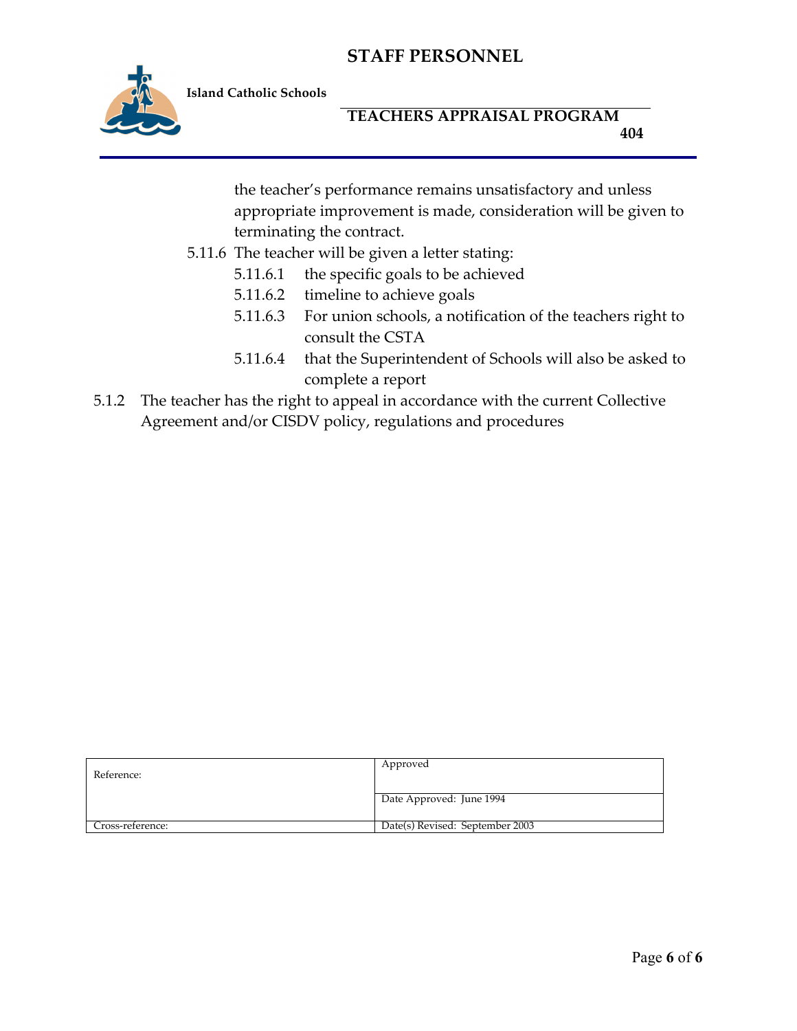the teacher's performance remains unsatisfactory and unless appropriate improvement is made, consideration will be given to terminating the contract.

5.11.6 The teacher will be given a letter stating:

- 5.11.6.1 the specific goals to be achieved
- 5.11.6.2 timeline to achieve goals
- 5.11.6.3 For union schools, a notification of the teachers right to consult the CSTA
- 5.11.6.4 that the Superintendent of Schools will also be asked to complete a report

5.1.2 The teacher has the right to appeal in accordance with the current Collective Agreement and/or CISDV policy, regulations and procedures

| | |
|---|---|
| Reference: | Approved |
| | Date Approved: June 1994 |
| Cross-reference: | Date(s) Revised: September 2003 |